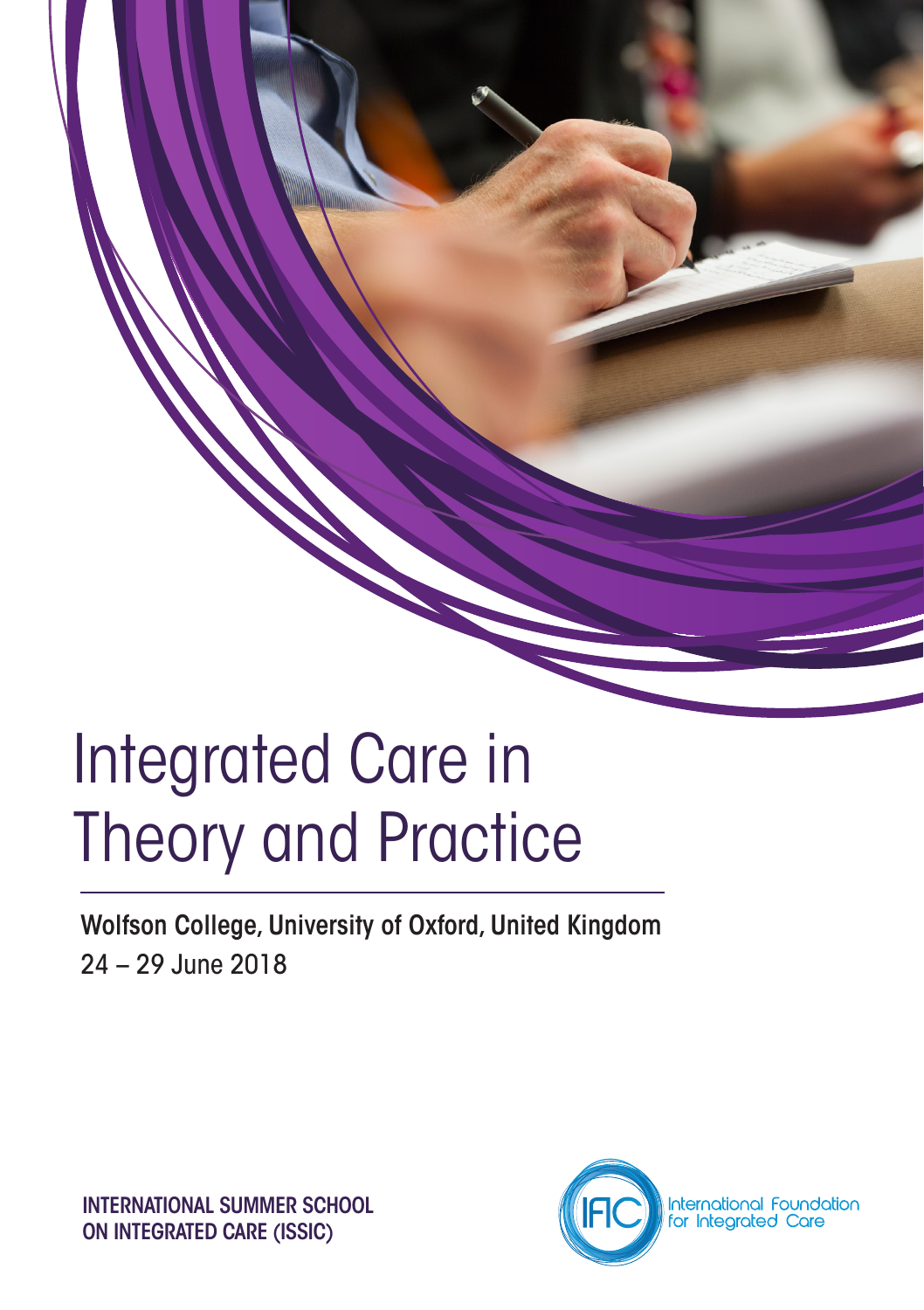# Integrated Care in Theory and Practice

**Wolfson College, University of Oxford, United Kingdom**

24 – 29 June 2018

**INTERNATIONAL SUMMER SCHOOL ON INTEGRATED CARE (ISSIC)**

IFIC International Foundation for Integrated Care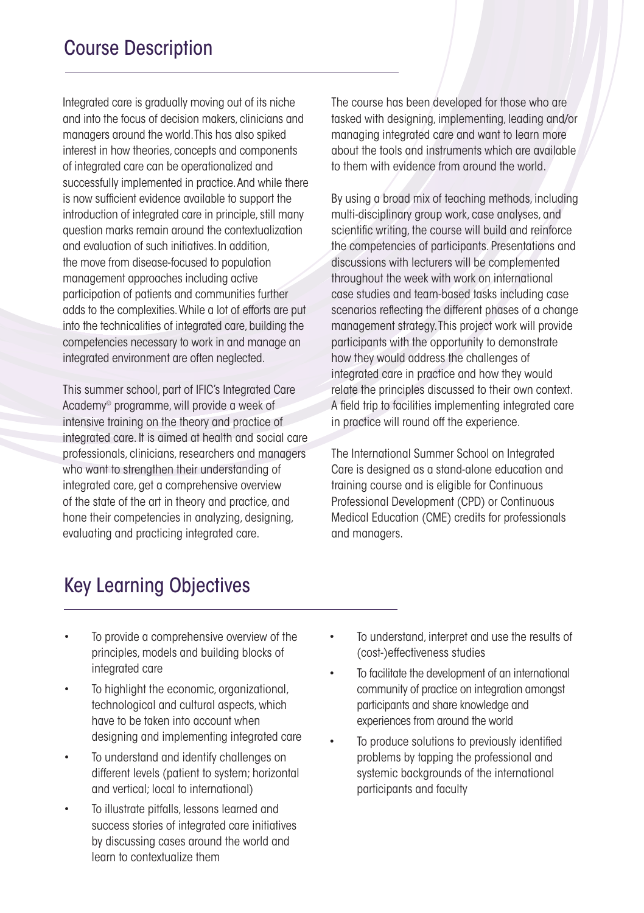## Course Description

Integrated care is gradually moving out of its niche and into the focus of decision makers, clinicians and managers around the world. This has also spiked interest in how theories, concepts and components of integrated care can be operationalized and successfully implemented in practice. And while there is now sufficient evidence available to support the introduction of integrated care in principle, still many question marks remain around the contextualization and evaluation of such initiatives. In addition, the move from disease-focused to population management approaches including active participation of patients and communities further adds to the complexities. While a lot of efforts are put into the technicalities of integrated care, building the competencies necessary to work in and manage an integrated environment are often neglected.

This summer school, part of IFIC's Integrated Care Academy© programme, will provide a week of intensive training on the theory and practice of integrated care. It is aimed at health and social care professionals, clinicians, researchers and managers who want to strengthen their understanding of integrated care, get a comprehensive overview of the state of the art in theory and practice, and hone their competencies in analyzing, designing, evaluating and practicing integrated care.

The course has been developed for those who are tasked with designing, implementing, leading and/or managing integrated care and want to learn more about the tools and instruments which are available to them with evidence from around the world.

By using a broad mix of teaching methods, including multi-disciplinary group work, case analyses, and scientific writing, the course will build and reinforce the competencies of participants. Presentations and discussions with lecturers will be complemented throughout the week with work on international case studies and team-based tasks including case scenarios reflecting the different phases of a change management strategy. This project work will provide participants with the opportunity to demonstrate how they would address the challenges of integrated care in practice and how they would relate the principles discussed to their own context. A field trip to facilities implementing integrated care in practice will round off the experience.

The International Summer School on Integrated Care is designed as a stand-alone education and training course and is eligible for Continuous Professional Development (CPD) or Continuous Medical Education (CME) credits for professionals and managers.

## Key Learning Objectives

- To provide a comprehensive overview of the principles, models and building blocks of integrated care
- To highlight the economic, organizational, technological and cultural aspects, which have to be taken into account when designing and implementing integrated care
- To understand and identify challenges on different levels (patient to system; horizontal and vertical; local to international)
- To illustrate pitfalls, lessons learned and success stories of integrated care initiatives by discussing cases around the world and learn to contextualize them
- To understand, interpret and use the results of (cost-)effectiveness studies
- To facilitate the development of an international community of practice on integration amongst participants and share knowledge and experiences from around the world
- To produce solutions to previously identified problems by tapping the professional and systemic backgrounds of the international participants and faculty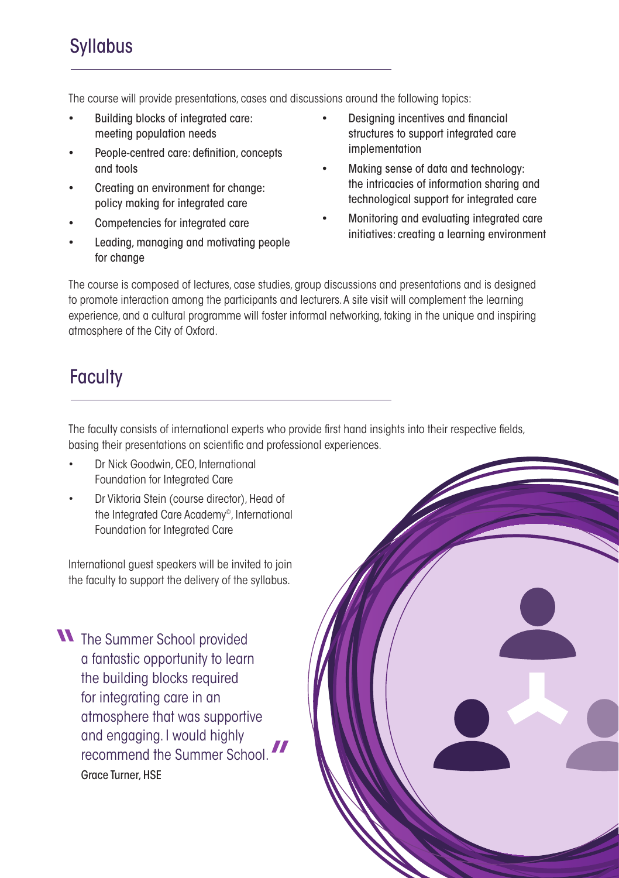## Syllabus

The course will provide presentations, cases and discussions around the following topics:

- Building blocks of integrated care: meeting population needs
- People-centred care: definition, concepts and tools
- Creating an environment for change: policy making for integrated care
- Competencies for integrated care
- Leading, managing and motivating people for change
- Designing incentives and financial structures to support integrated care implementation
- Making sense of data and technology: the intricacies of information sharing and technological support for integrated care
- Monitoring and evaluating integrated care initiatives: creating a learning environment

The course is composed of lectures, case studies, group discussions and presentations and is designed to promote interaction among the participants and lecturers. A site visit will complement the learning experience, and a cultural programme will foster informal networking, taking in the unique and inspiring atmosphere of the City of Oxford.

## Faculty

The faculty consists of international experts who provide first hand insights into their respective fields, basing their presentations on scientific and professional experiences.

- Dr Nick Goodwin, CEO, International Foundation for Integrated Care
- Dr Viktoria Stein (course director), Head of the Integrated Care Academy©, International Foundation for Integrated Care

International guest speakers will be invited to join the faculty to support the delivery of the syllabus.

> "The Summer School provided a fantastic opportunity to learn the building blocks required for integrating care in an atmosphere that was supportive and engaging. I would highly recommend the Summer School."
>
> Grace Turner, HSE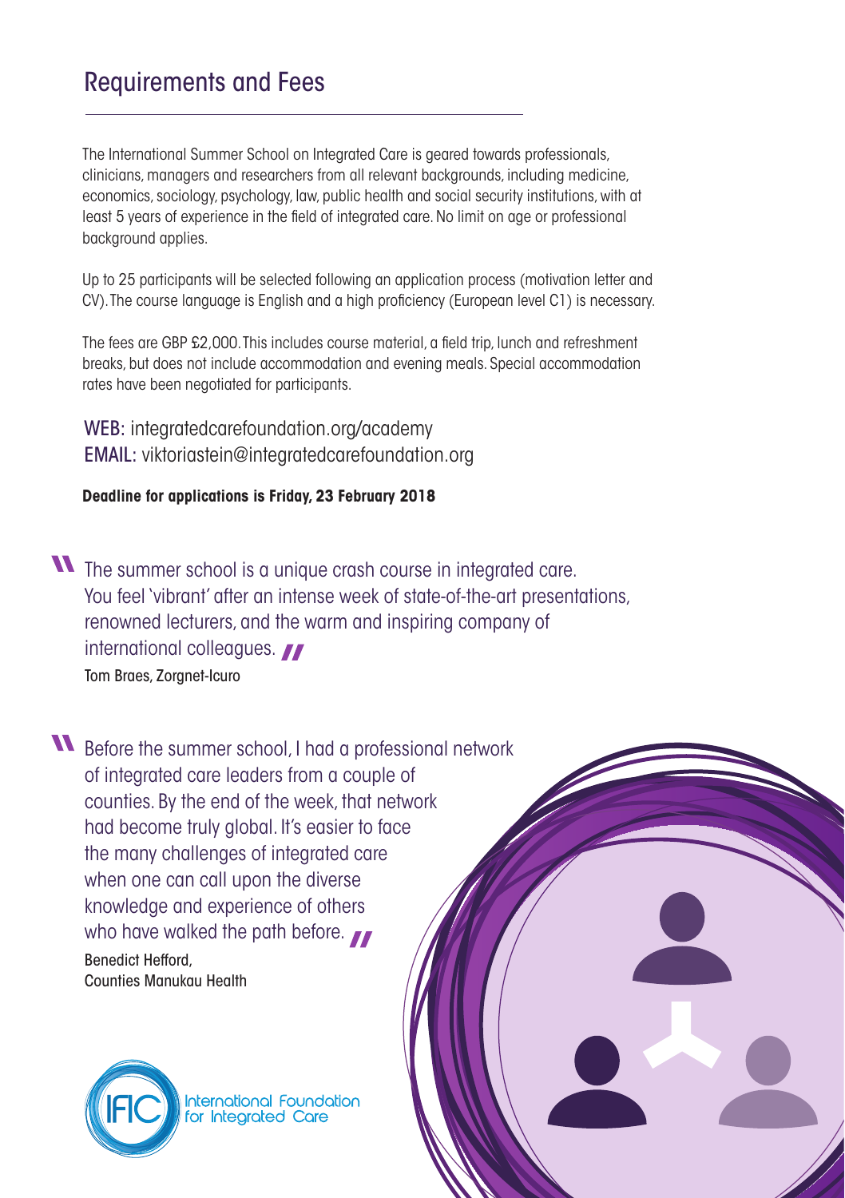## Requirements and Fees

The International Summer School on Integrated Care is geared towards professionals, clinicians, managers and researchers from all relevant backgrounds, including medicine, economics, sociology, psychology, law, public health and social security institutions, with at least 5 years of experience in the field of integrated care. No limit on age or professional background applies.

Up to 25 participants will be selected following an application process (motivation letter and CV). The course language is English and a high proficiency (European level C1) is necessary.

The fees are GBP £2,000. This includes course material, a field trip, lunch and refreshment breaks, but does not include accommodation and evening meals. Special accommodation rates have been negotiated for participants.

WEB: integratedcarefoundation.org/academy
EMAIL: viktoriastein@integratedcarefoundation.org

**Deadline for applications is Friday, 23 February 2018**

> "The summer school is a unique crash course in integrated care. You feel 'vibrant' after an intense week of state-of-the-art presentations, renowned lecturers, and the warm and inspiring company of international colleagues."
>
> Tom Braes, Zorgnet-Icuro

> "Before the summer school, I had a professional network of integrated care leaders from a couple of counties. By the end of the week, that network had become truly global. It's easier to face the many challenges of integrated care when one can call upon the diverse knowledge and experience of others who have walked the path before."
>
> Benedict Hefford,
> Counties Manukau Health

IFIC International Foundation for Integrated Care